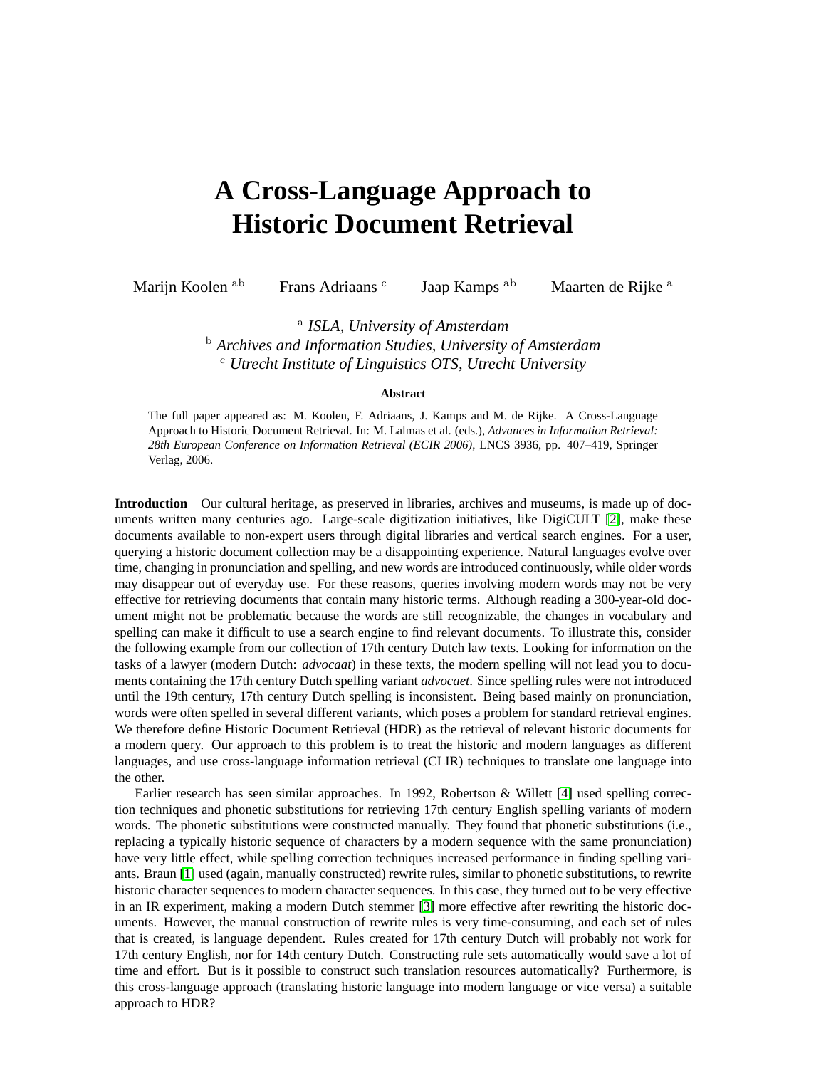# A Cross-Language Approach to Historic Document Retrieval

Marijn Koolen [a b] Frans Adriaans [c] Jaap Kamps [a b] Maarten de Rijke [a]

[a] *ISLA, University of Amsterdam*
[b] *Archives and Information Studies, University of Amsterdam*
[c] *Utrecht Institute of Linguistics OTS, Utrecht University*

### Abstract

The full paper appeared as: M. Koolen, F. Adriaans, J. Kamps and M. de Rijke. A Cross-Language Approach to Historic Document Retrieval. In: M. Lalmas et al. (eds.), *Advances in Information Retrieval: 28th European Conference on Information Retrieval (ECIR 2006)*, LNCS 3936, pp. 407–419, Springer Verlag, 2006.

**Introduction** Our cultural heritage, as preserved in libraries, archives and museums, is made up of documents written many centuries ago. Large-scale digitization initiatives, like DigiCULT [2], make these documents available to non-expert users through digital libraries and vertical search engines. For a user, querying a historic document collection may be a disappointing experience. Natural languages evolve over time, changing in pronunciation and spelling, and new words are introduced continuously, while older words may disappear out of everyday use. For these reasons, queries involving modern words may not be very effective for retrieving documents that contain many historic terms. Although reading a 300-year-old document might not be problematic because the words are still recognizable, the changes in vocabulary and spelling can make it difficult to use a search engine to find relevant documents. To illustrate this, consider the following example from our collection of 17th century Dutch law texts. Looking for information on the tasks of a lawyer (modern Dutch: *advocaat*) in these texts, the modern spelling will not lead you to documents containing the 17th century Dutch spelling variant *advocaet*. Since spelling rules were not introduced until the 19th century, 17th century Dutch spelling is inconsistent. Being based mainly on pronunciation, words were often spelled in several different variants, which poses a problem for standard retrieval engines. We therefore define Historic Document Retrieval (HDR) as the retrieval of relevant historic documents for a modern query. Our approach to this problem is to treat the historic and modern languages as different languages, and use cross-language information retrieval (CLIR) techniques to translate one language into the other.

Earlier research has seen similar approaches. In 1992, Robertson & Willett [4] used spelling correction techniques and phonetic substitutions for retrieving 17th century English spelling variants of modern words. The phonetic substitutions were constructed manually. They found that phonetic substitutions (i.e., replacing a typically historic sequence of characters by a modern sequence with the same pronunciation) have very little effect, while spelling correction techniques increased performance in finding spelling variants. Braun [1] used (again, manually constructed) rewrite rules, similar to phonetic substitutions, to rewrite historic character sequences to modern character sequences. In this case, they turned out to be very effective in an IR experiment, making a modern Dutch stemmer [3] more effective after rewriting the historic documents. However, the manual construction of rewrite rules is very time-consuming, and each set of rules that is created, is language dependent. Rules created for 17th century Dutch will probably not work for 17th century English, nor for 14th century Dutch. Constructing rule sets automatically would save a lot of time and effort. But is it possible to construct such translation resources automatically? Furthermore, is this cross-language approach (translating historic language into modern language or vice versa) a suitable approach to HDR?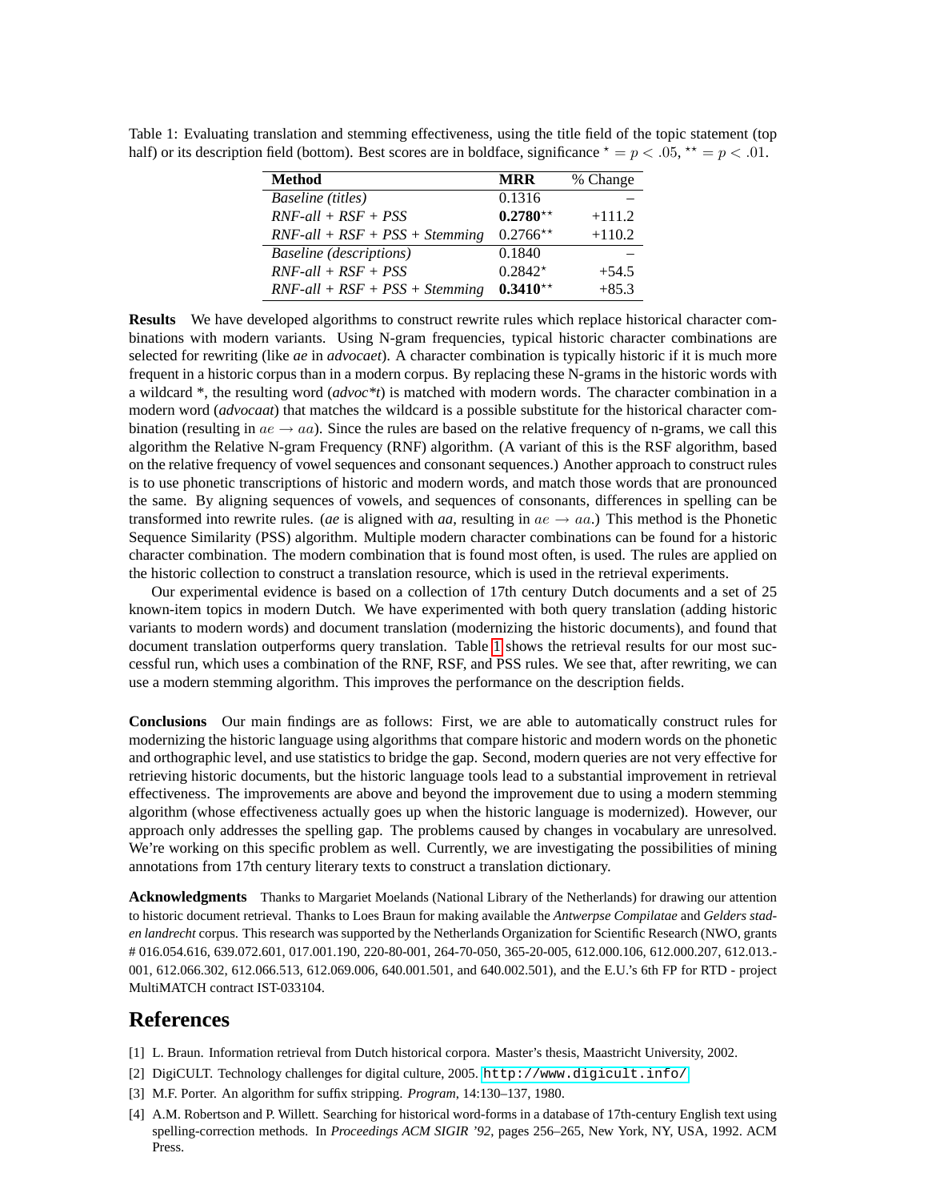Table 1: Evaluating translation and stemming effectiveness, using the title field of the topic statement (top half) or its description field (bottom). Best scores are in boldface, significance $^\star = p < .05$, $^{\star\star} = p < .01$.

| **Method** | **MRR** | % Change |
|---|---|---|
| *Baseline (titles)* | 0.1316 | – |
| *RNF-all + RSF + PSS* | **0.2780**$^{\star\star}$ | +111.2 |
| *RNF-all + RSF + PSS + Stemming* | 0.2766$^{\star\star}$ | +110.2 |
| *Baseline (descriptions)* | 0.1840 | – |
| *RNF-all + RSF + PSS* | 0.2842$^{\star}$ | +54.5 |
| *RNF-all + RSF + PSS + Stemming* | **0.3410**$^{\star\star}$ | +85.3 |

**Results** We have developed algorithms to construct rewrite rules which replace historical character combinations with modern variants. Using N-gram frequencies, typical historic character combinations are selected for rewriting (like *ae* in *advocaet*). A character combination is typically historic if it is much more frequent in a historic corpus than in a modern corpus. By replacing these N-grams in the historic words with a wildcard *, the resulting word (*advoc*t*) is matched with modern words. The character combination in a modern word (*advocaat*) that matches the wildcard is a possible substitute for the historical character combination (resulting in $ae \rightarrow aa$). Since the rules are based on the relative frequency of n-grams, we call this algorithm the Relative N-gram Frequency (RNF) algorithm. (A variant of this is the RSF algorithm, based on the relative frequency of vowel sequences and consonant sequences.) Another approach to construct rules is to use phonetic transcriptions of historic and modern words, and match those words that are pronounced the same. By aligning sequences of vowels, and sequences of consonants, differences in spelling can be transformed into rewrite rules. (*ae* is aligned with *aa*, resulting in $ae \rightarrow aa$.) This method is the Phonetic Sequence Similarity (PSS) algorithm. Multiple modern character combinations can be found for a historic character combination. The modern combination that is found most often, is used. The rules are applied on the historic collection to construct a translation resource, which is used in the retrieval experiments.

Our experimental evidence is based on a collection of 17th century Dutch documents and a set of 25 known-item topics in modern Dutch. We have experimented with both query translation (adding historic variants to modern words) and document translation (modernizing the historic documents), and found that document translation outperforms query translation. Table 1 shows the retrieval results for our most successful run, which uses a combination of the RNF, RSF, and PSS rules. We see that, after rewriting, we can use a modern stemming algorithm. This improves the performance on the description fields.

**Conclusions** Our main findings are as follows: First, we are able to automatically construct rules for modernizing the historic language using algorithms that compare historic and modern words on the phonetic and orthographic level, and use statistics to bridge the gap. Second, modern queries are not very effective for retrieving historic documents, but the historic language tools lead to a substantial improvement in retrieval effectiveness. The improvements are above and beyond the improvement due to using a modern stemming algorithm (whose effectiveness actually goes up when the historic language is modernized). However, our approach only addresses the spelling gap. The problems caused by changes in vocabulary are unresolved. We're working on this specific problem as well. Currently, we are investigating the possibilities of mining annotations from 17th century literary texts to construct a translation dictionary.

**Acknowledgments** Thanks to Margariet Moelands (National Library of the Netherlands) for drawing our attention to historic document retrieval. Thanks to Loes Braun for making available the *Antwerpse Compilatae* and *Gelders staden landrecht* corpus. This research was supported by the Netherlands Organization for Scientific Research (NWO, grants # 016.054.616, 639.072.601, 017.001.190, 220-80-001, 264-70-050, 365-20-005, 612.000.106, 612.000.207, 612.013.-001, 612.066.302, 612.066.513, 612.069.006, 640.001.501, and 640.002.501), and the E.U.'s 6th FP for RTD - project MultiMATCH contract IST-033104.

## References

[1] L. Braun. Information retrieval from Dutch historical corpora. Master's thesis, Maastricht University, 2002.

[2] DigiCULT. Technology challenges for digital culture, 2005. http://www.digicult.info/

[3] M.F. Porter. An algorithm for suffix stripping. *Program*, 14:130–137, 1980.

[4] A.M. Robertson and P. Willett. Searching for historical word-forms in a database of 17th-century English text using spelling-correction methods. In *Proceedings ACM SIGIR '92*, pages 256–265, New York, NY, USA, 1992. ACM Press.